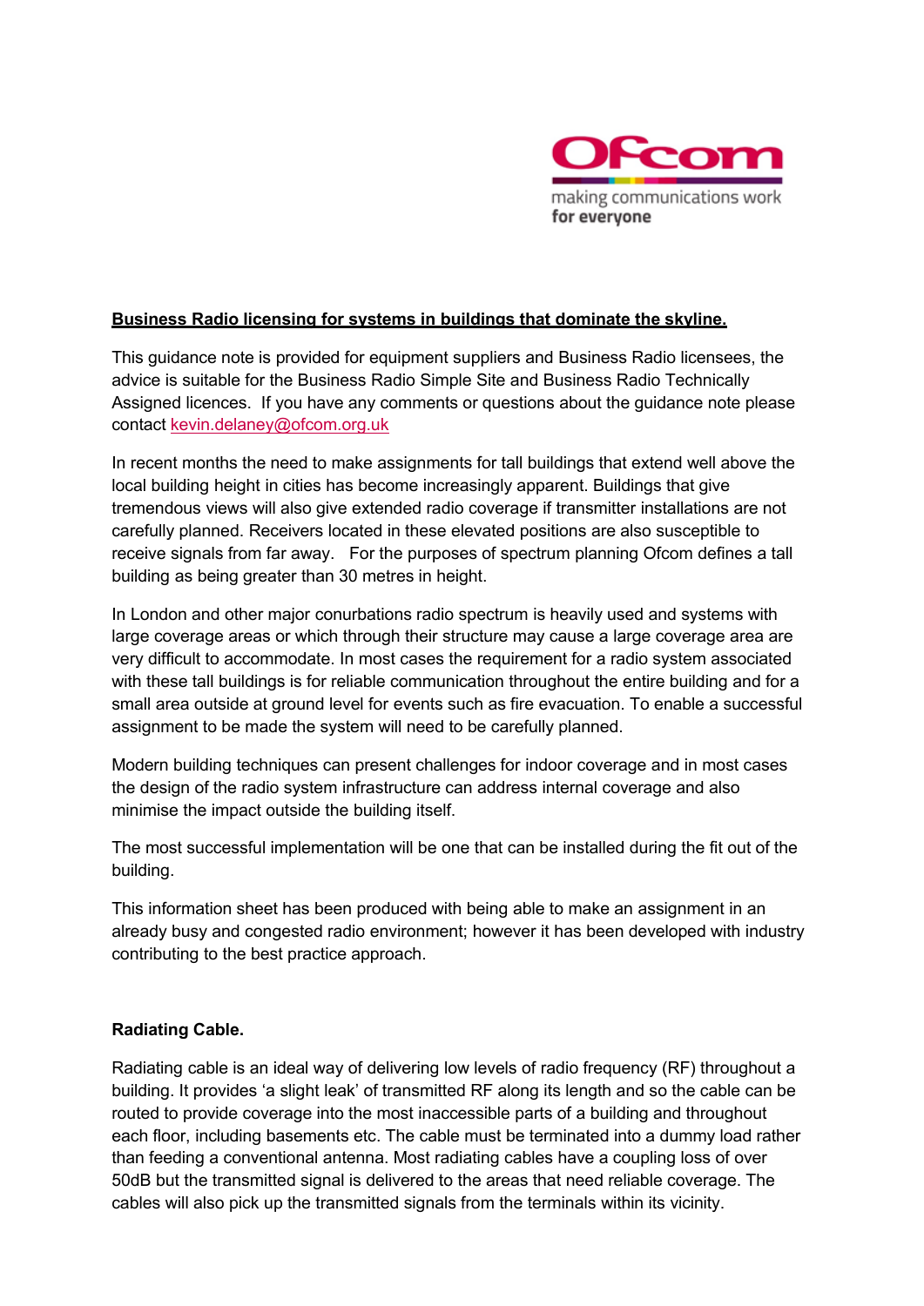**Business Radio licensing for systems in buildings that dominate the skyline.**

This guidance note is provided for equipment suppliers and Business Radio licensees, the advice is suitable for the Business Radio Simple Site and Business Radio Technically Assigned licences. If you have any comments or questions about the guidance note please contact kevin.delaney@ofcom.org.uk

In recent months the need to make assignments for tall buildings that extend well above the local building height in cities has become increasingly apparent. Buildings that give tremendous views will also give extended radio coverage if transmitter installations are not carefully planned. Receivers located in these elevated positions are also susceptible to receive signals from far away. For the purposes of spectrum planning Ofcom defines a tall building as being greater than 30 metres in height.

In London and other major conurbations radio spectrum is heavily used and systems with large coverage areas or which through their structure may cause a large coverage area are very difficult to accommodate. In most cases the requirement for a radio system associated with these tall buildings is for reliable communication throughout the entire building and for a small area outside at ground level for events such as fire evacuation. To enable a successful assignment to be made the system will need to be carefully planned.

Modern building techniques can present challenges for indoor coverage and in most cases the design of the radio system infrastructure can address internal coverage and also minimise the impact outside the building itself.

The most successful implementation will be one that can be installed during the fit out of the building.

This information sheet has been produced with being able to make an assignment in an already busy and congested radio environment; however it has been developed with industry contributing to the best practice approach.

**Radiating Cable.**

Radiating cable is an ideal way of delivering low levels of radio frequency (RF) throughout a building. It provides 'a slight leak' of transmitted RF along its length and so the cable can be routed to provide coverage into the most inaccessible parts of a building and throughout each floor, including basements etc. The cable must be terminated into a dummy load rather than feeding a conventional antenna. Most radiating cables have a coupling loss of over 50dB but the transmitted signal is delivered to the areas that need reliable coverage. The cables will also pick up the transmitted signals from the terminals within its vicinity.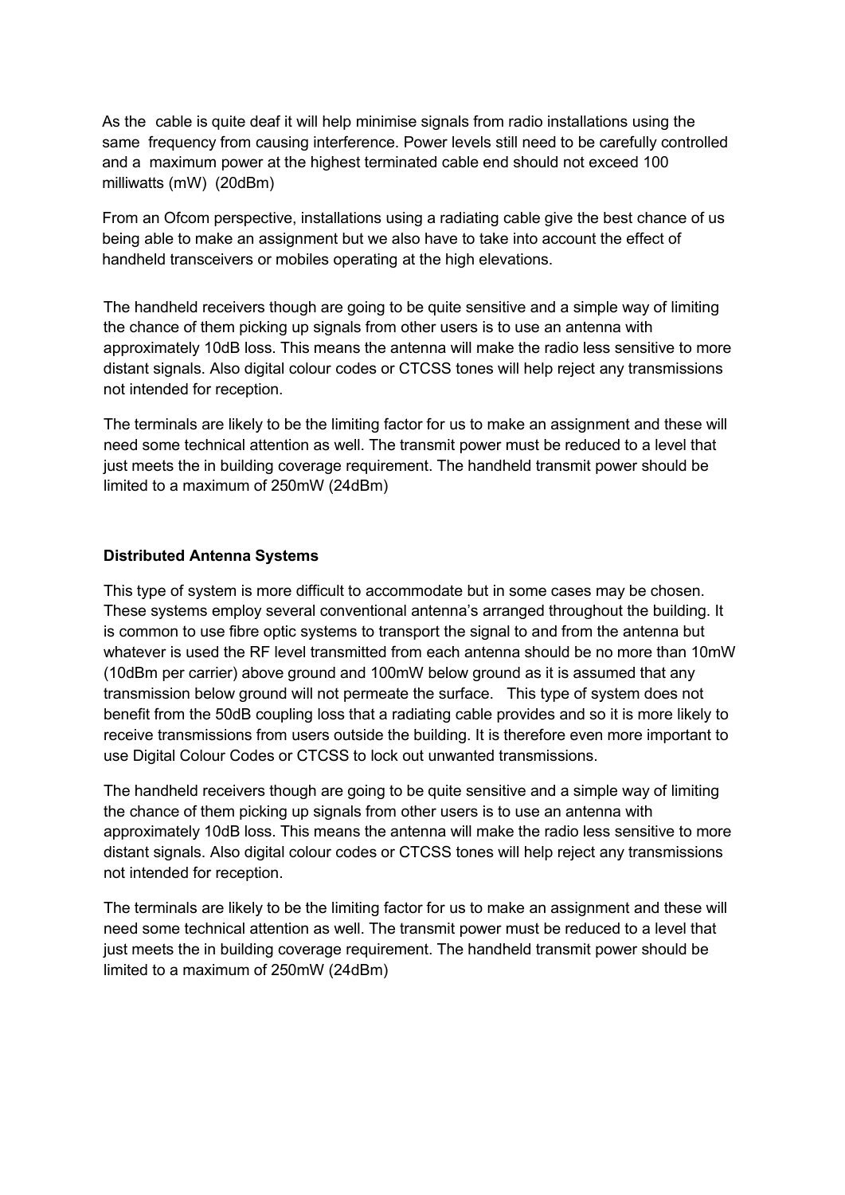As the cable is quite deaf it will help minimise signals from radio installations using the same frequency from causing interference. Power levels still need to be carefully controlled and a maximum power at the highest terminated cable end should not exceed 100 milliwatts (mW) (20dBm)

From an Ofcom perspective, installations using a radiating cable give the best chance of us being able to make an assignment but we also have to take into account the effect of handheld transceivers or mobiles operating at the high elevations.

The handheld receivers though are going to be quite sensitive and a simple way of limiting the chance of them picking up signals from other users is to use an antenna with approximately 10dB loss. This means the antenna will make the radio less sensitive to more distant signals. Also digital colour codes or CTCSS tones will help reject any transmissions not intended for reception.

The terminals are likely to be the limiting factor for us to make an assignment and these will need some technical attention as well. The transmit power must be reduced to a level that just meets the in building coverage requirement. The handheld transmit power should be limited to a maximum of 250mW (24dBm)

**Distributed Antenna Systems**

This type of system is more difficult to accommodate but in some cases may be chosen. These systems employ several conventional antenna's arranged throughout the building. It is common to use fibre optic systems to transport the signal to and from the antenna but whatever is used the RF level transmitted from each antenna should be no more than 10mW (10dBm per carrier) above ground and 100mW below ground as it is assumed that any transmission below ground will not permeate the surface. This type of system does not benefit from the 50dB coupling loss that a radiating cable provides and so it is more likely to receive transmissions from users outside the building. It is therefore even more important to use Digital Colour Codes or CTCSS to lock out unwanted transmissions.

The handheld receivers though are going to be quite sensitive and a simple way of limiting the chance of them picking up signals from other users is to use an antenna with approximately 10dB loss. This means the antenna will make the radio less sensitive to more distant signals. Also digital colour codes or CTCSS tones will help reject any transmissions not intended for reception.

The terminals are likely to be the limiting factor for us to make an assignment and these will need some technical attention as well. The transmit power must be reduced to a level that just meets the in building coverage requirement. The handheld transmit power should be limited to a maximum of 250mW (24dBm)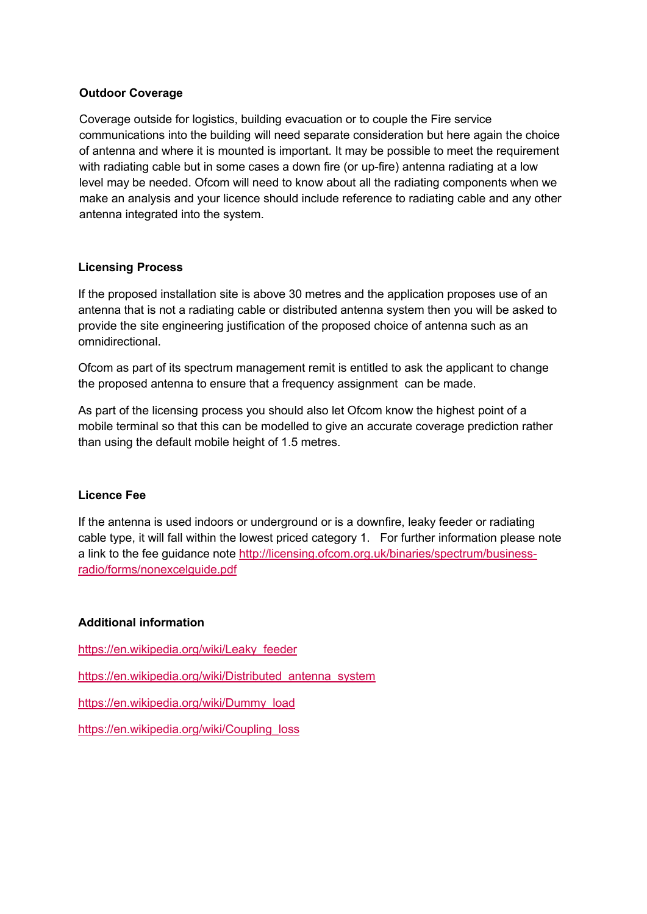**Outdoor Coverage**

Coverage outside for logistics, building evacuation or to couple the Fire service communications into the building will need separate consideration but here again the choice of antenna and where it is mounted is important. It may be possible to meet the requirement with radiating cable but in some cases a down fire (or up-fire) antenna radiating at a low level may be needed. Ofcom will need to know about all the radiating components when we make an analysis and your licence should include reference to radiating cable and any other antenna integrated into the system.

**Licensing Process**

If the proposed installation site is above 30 metres and the application proposes use of an antenna that is not a radiating cable or distributed antenna system then you will be asked to provide the site engineering justification of the proposed choice of antenna such as an omnidirectional.

Ofcom as part of its spectrum management remit is entitled to ask the applicant to change the proposed antenna to ensure that a frequency assignment can be made.

As part of the licensing process you should also let Ofcom know the highest point of a mobile terminal so that this can be modelled to give an accurate coverage prediction rather than using the default mobile height of 1.5 metres.

**Licence Fee**

If the antenna is used indoors or underground or is a downfire, leaky feeder or radiating cable type, it will fall within the lowest priced category 1. For further information please note a link to the fee guidance note http://licensing.ofcom.org.uk/binaries/spectrum/business-radio/forms/nonexcelguide.pdf

**Additional information**

https://en.wikipedia.org/wiki/Leaky_feeder

https://en.wikipedia.org/wiki/Distributed_antenna_system

https://en.wikipedia.org/wiki/Dummy_load

https://en.wikipedia.org/wiki/Coupling_loss